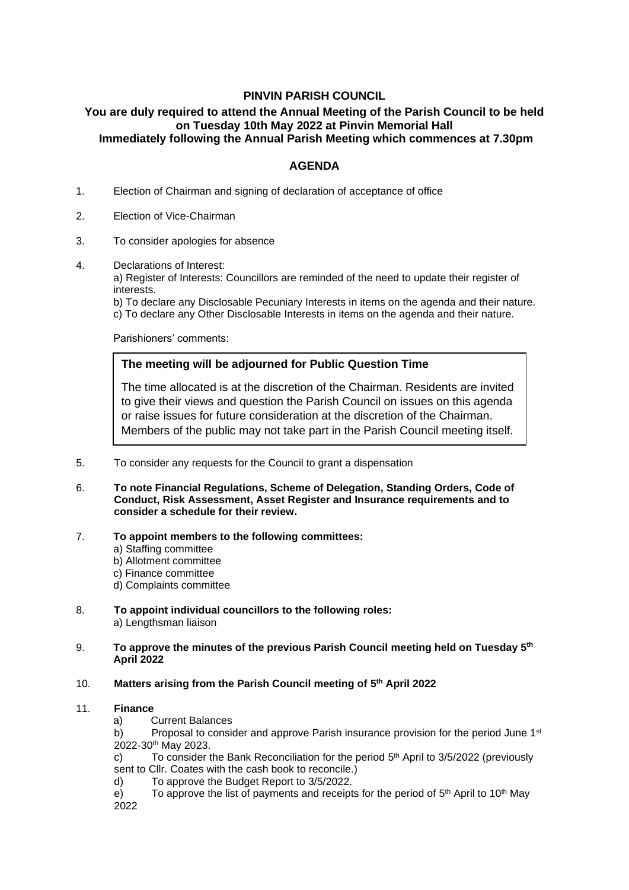**PINVIN PARISH COUNCIL**

**You are duly required to attend the Annual Meeting of the Parish Council to be held on Tuesday 10th May 2022 at Pinvin Memorial Hall**
**Immediately following the Annual Parish Meeting which commences at 7.30pm**

## AGENDA

1. Election of Chairman and signing of declaration of acceptance of office

2. Election of Vice-Chairman

3. To consider apologies for absence

4. Declarations of Interest:
   a) Register of Interests: Councillors are reminded of the need to update their register of interests.
   b) To declare any Disclosable Pecuniary Interests in items on the agenda and their nature.
   c) To declare any Other Disclosable Interests in items on the agenda and their nature.

   Parishioners' comments:

> **The meeting will be adjourned for Public Question Time**
>
> The time allocated is at the discretion of the Chairman. Residents are invited to give their views and question the Parish Council on issues on this agenda or raise issues for future consideration at the discretion of the Chairman. Members of the public may not take part in the Parish Council meeting itself.

5. To consider any requests for the Council to grant a dispensation

6. **To note Financial Regulations, Scheme of Delegation, Standing Orders, Code of Conduct, Risk Assessment, Asset Register and Insurance requirements and to consider a schedule for their review.**

7. **To appoint members to the following committees:**
   a) Staffing committee
   b) Allotment committee
   c) Finance committee
   d) Complaints committee

8. **To appoint individual councillors to the following roles:**
   a) Lengthsman liaison

9. **To approve the minutes of the previous Parish Council meeting held on Tuesday 5th April 2022**

10. **Matters arising from the Parish Council meeting of 5th April 2022**

11. **Finance**
    a) Current Balances
    b) Proposal to consider and approve Parish insurance provision for the period June 1st 2022-30th May 2023.
    c) To consider the Bank Reconciliation for the period 5th April to 3/5/2022 (previously sent to Cllr. Coates with the cash book to reconcile.)
    d) To approve the Budget Report to 3/5/2022.
    e) To approve the list of payments and receipts for the period of 5th April to 10th May 2022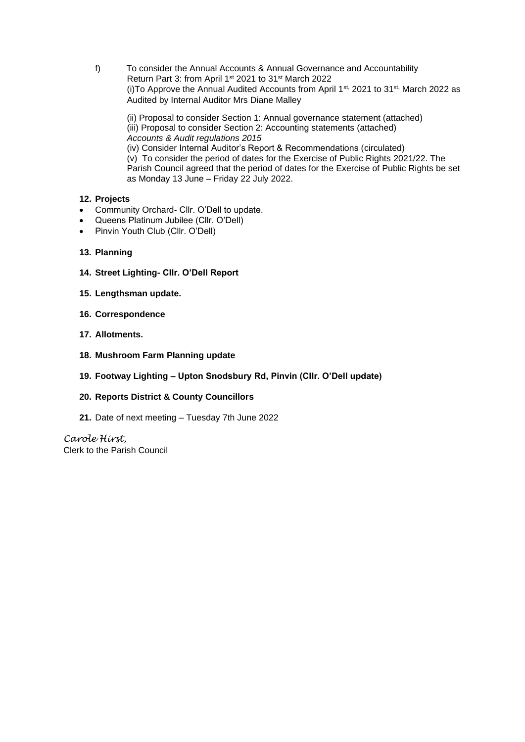f) To consider the Annual Accounts & Annual Governance and Accountability Return Part 3: from April 1st 2021 to 31st March 2022
(i)To Approve the Annual Audited Accounts from April 1st, 2021 to 31st, March 2022 as Audited by Internal Auditor Mrs Diane Malley

(ii) Proposal to consider Section 1: Annual governance statement (attached)
(iii) Proposal to consider Section 2: Accounting statements (attached)
*Accounts & Audit regulations 2015*
(iv) Consider Internal Auditor's Report & Recommendations (circulated)
(v) To consider the period of dates for the Exercise of Public Rights 2021/22. The Parish Council agreed that the period of dates for the Exercise of Public Rights be set as Monday 13 June – Friday 22 July 2022.

**12. Projects**

- Community Orchard- Cllr. O'Dell to update.
- Queens Platinum Jubilee (Cllr. O'Dell)
- Pinvin Youth Club (Cllr. O'Dell)

**13. Planning**

**14. Street Lighting- Cllr. O'Dell Report**

**15. Lengthsman update.**

**16. Correspondence**

**17. Allotments.**

**18. Mushroom Farm Planning update**

**19. Footway Lighting – Upton Snodsbury Rd, Pinvin (Cllr. O'Dell update)**

**20. Reports District & County Councillors**

**21.** Date of next meeting – Tuesday 7th June 2022

*Carole Hirst,*
Clerk to the Parish Council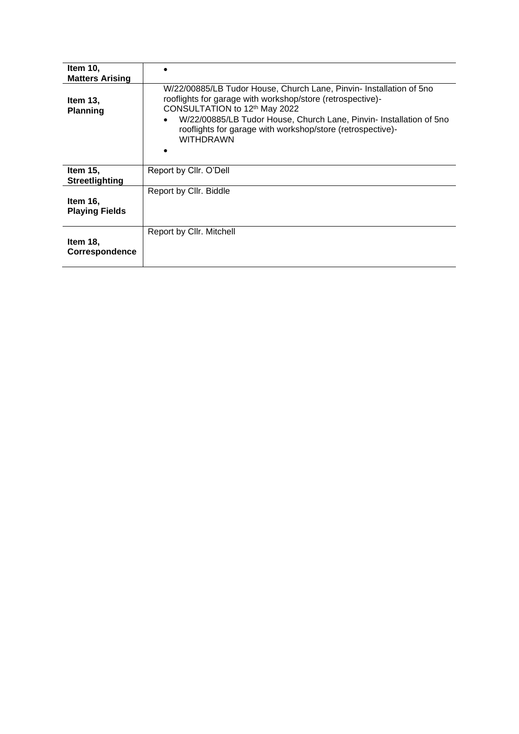| | |
|---|---|
| **Item 10, Matters Arising** | • |
| **Item 13, Planning** | W/22/00885/LB Tudor House, Church Lane, Pinvin- Installation of 5no rooflights for garage with workshop/store (retrospective)- CONSULTATION to 12th May 2022<br>• W/22/00885/LB Tudor House, Church Lane, Pinvin- Installation of 5no rooflights for garage with workshop/store (retrospective)- WITHDRAWN<br>• |
| **Item 15, Streetlighting** | Report by Cllr. O'Dell |
| **Item 16, Playing Fields** | Report by Cllr. Biddle |
| **Item 18, Correspondence** | Report by Cllr. Mitchell |